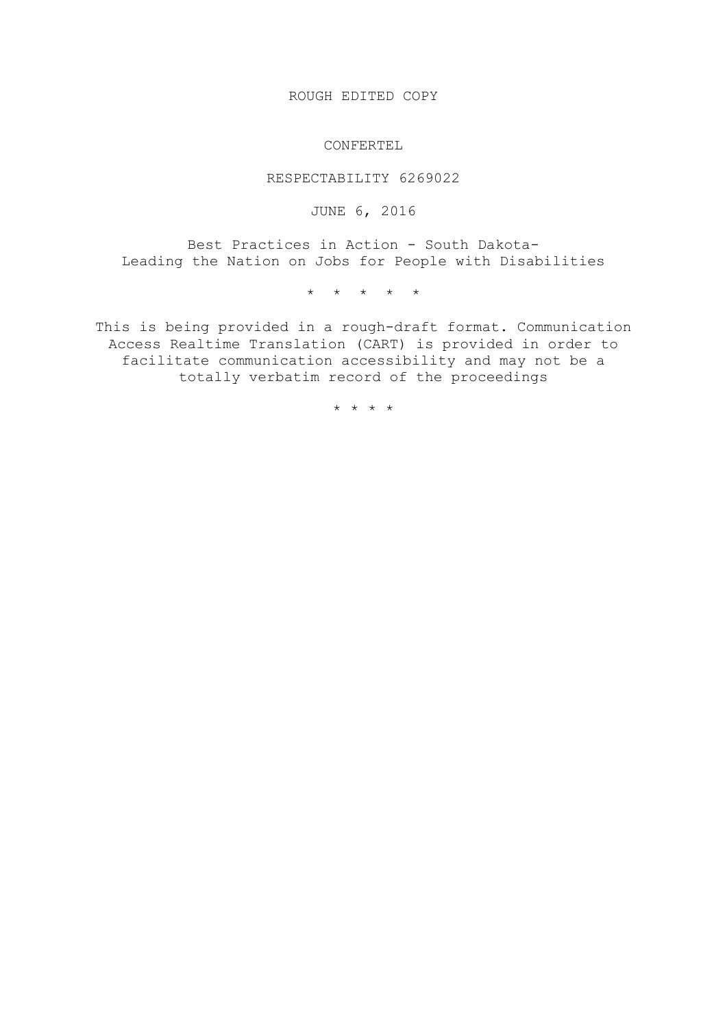ROUGH EDITED COPY

CONFERTEL

RESPECTABILITY 6269022

JUNE 6, 2016

Best Practices in Action - South Dakota-
Leading the Nation on Jobs for People with Disabilities

* * * * *

This is being provided in a rough-draft format. Communication Access Realtime Translation (CART) is provided in order to facilitate communication accessibility and may not be a totally verbatim record of the proceedings

* * * *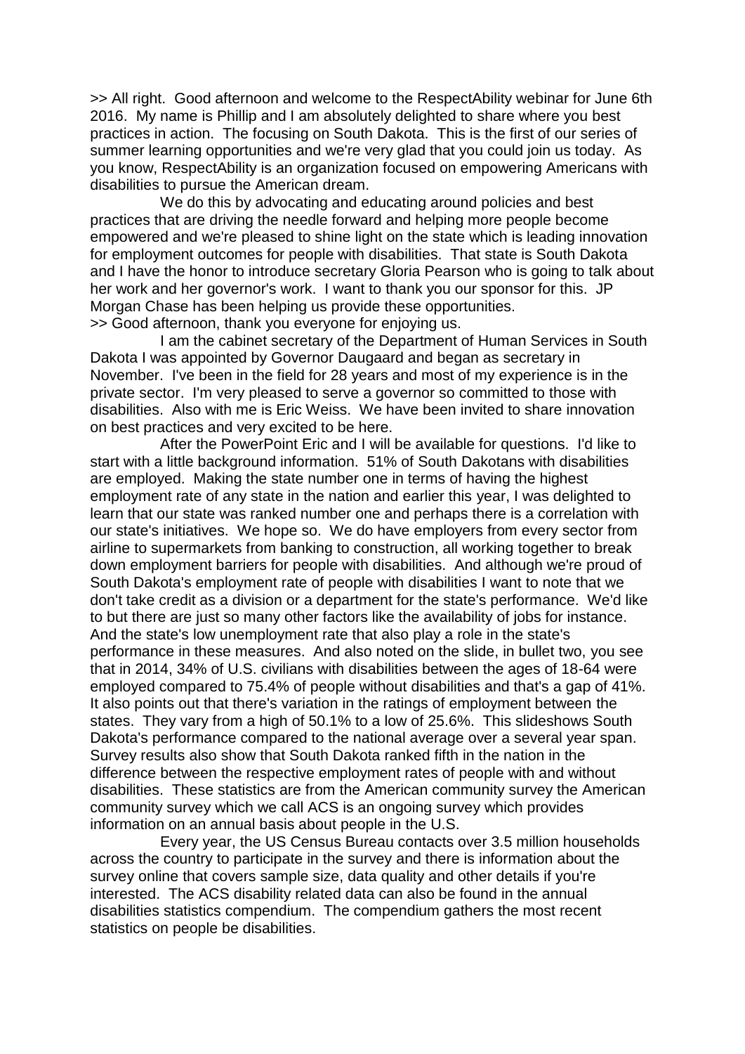>> All right. Good afternoon and welcome to the RespectAbility webinar for June 6th 2016. My name is Phillip and I am absolutely delighted to share where you best practices in action. The focusing on South Dakota. This is the first of our series of summer learning opportunities and we're very glad that you could join us today. As you know, RespectAbility is an organization focused on empowering Americans with disabilities to pursue the American dream.

We do this by advocating and educating around policies and best practices that are driving the needle forward and helping more people become empowered and we're pleased to shine light on the state which is leading innovation for employment outcomes for people with disabilities. That state is South Dakota and I have the honor to introduce secretary Gloria Pearson who is going to talk about her work and her governor's work. I want to thank you our sponsor for this. JP Morgan Chase has been helping us provide these opportunities.

>> Good afternoon, thank you everyone for enjoying us.

I am the cabinet secretary of the Department of Human Services in South Dakota I was appointed by Governor Daugaard and began as secretary in November. I've been in the field for 28 years and most of my experience is in the private sector. I'm very pleased to serve a governor so committed to those with disabilities. Also with me is Eric Weiss. We have been invited to share innovation on best practices and very excited to be here.

After the PowerPoint Eric and I will be available for questions. I'd like to start with a little background information. 51% of South Dakotans with disabilities are employed. Making the state number one in terms of having the highest employment rate of any state in the nation and earlier this year, I was delighted to learn that our state was ranked number one and perhaps there is a correlation with our state's initiatives. We hope so. We do have employers from every sector from airline to supermarkets from banking to construction, all working together to break down employment barriers for people with disabilities. And although we're proud of South Dakota's employment rate of people with disabilities I want to note that we don't take credit as a division or a department for the state's performance. We'd like to but there are just so many other factors like the availability of jobs for instance. And the state's low unemployment rate that also play a role in the state's performance in these measures. And also noted on the slide, in bullet two, you see that in 2014, 34% of U.S. civilians with disabilities between the ages of 18-64 were employed compared to 75.4% of people without disabilities and that's a gap of 41%. It also points out that there's variation in the ratings of employment between the states. They vary from a high of 50.1% to a low of 25.6%. This slideshows South Dakota's performance compared to the national average over a several year span. Survey results also show that South Dakota ranked fifth in the nation in the difference between the respective employment rates of people with and without disabilities. These statistics are from the American community survey the American community survey which we call ACS is an ongoing survey which provides information on an annual basis about people in the U.S.

Every year, the US Census Bureau contacts over 3.5 million households across the country to participate in the survey and there is information about the survey online that covers sample size, data quality and other details if you're interested. The ACS disability related data can also be found in the annual disabilities statistics compendium. The compendium gathers the most recent statistics on people be disabilities.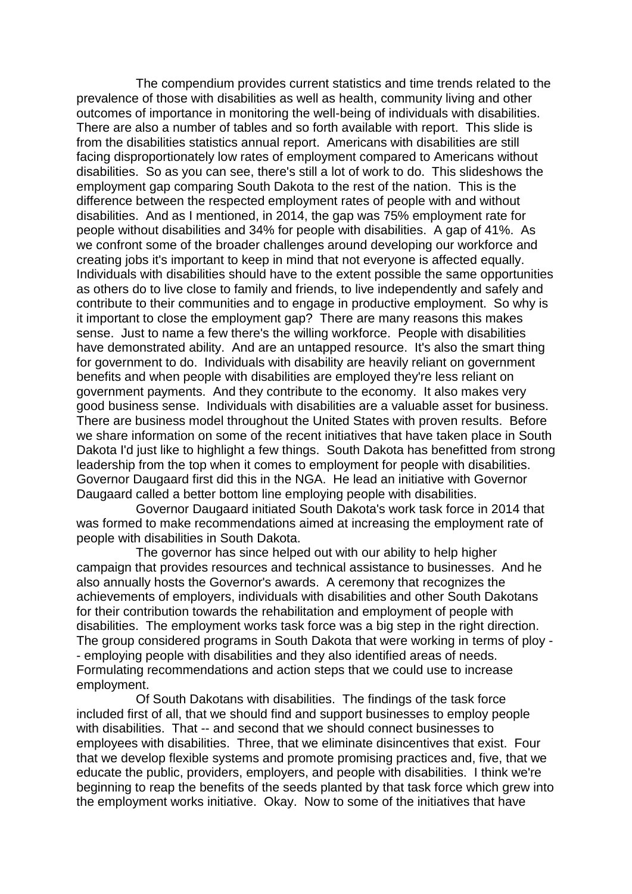The compendium provides current statistics and time trends related to the prevalence of those with disabilities as well as health, community living and other outcomes of importance in monitoring the well-being of individuals with disabilities. There are also a number of tables and so forth available with report. This slide is from the disabilities statistics annual report. Americans with disabilities are still facing disproportionately low rates of employment compared to Americans without disabilities. So as you can see, there's still a lot of work to do. This slideshows the employment gap comparing South Dakota to the rest of the nation. This is the difference between the respected employment rates of people with and without disabilities. And as I mentioned, in 2014, the gap was 75% employment rate for people without disabilities and 34% for people with disabilities. A gap of 41%. As we confront some of the broader challenges around developing our workforce and creating jobs it's important to keep in mind that not everyone is affected equally. Individuals with disabilities should have to the extent possible the same opportunities as others do to live close to family and friends, to live independently and safely and contribute to their communities and to engage in productive employment. So why is it important to close the employment gap? There are many reasons this makes sense. Just to name a few there's the willing workforce. People with disabilities have demonstrated ability. And are an untapped resource. It's also the smart thing for government to do. Individuals with disability are heavily reliant on government benefits and when people with disabilities are employed they're less reliant on government payments. And they contribute to the economy. It also makes very good business sense. Individuals with disabilities are a valuable asset for business. There are business model throughout the United States with proven results. Before we share information on some of the recent initiatives that have taken place in South Dakota I'd just like to highlight a few things. South Dakota has benefitted from strong leadership from the top when it comes to employment for people with disabilities. Governor Daugaard first did this in the NGA. He lead an initiative with Governor Daugaard called a better bottom line employing people with disabilities.

Governor Daugaard initiated South Dakota's work task force in 2014 that was formed to make recommendations aimed at increasing the employment rate of people with disabilities in South Dakota.

The governor has since helped out with our ability to help higher campaign that provides resources and technical assistance to businesses. And he also annually hosts the Governor's awards. A ceremony that recognizes the achievements of employers, individuals with disabilities and other South Dakotans for their contribution towards the rehabilitation and employment of people with disabilities. The employment works task force was a big step in the right direction. The group considered programs in South Dakota that were working in terms of ploy -- employing people with disabilities and they also identified areas of needs. Formulating recommendations and action steps that we could use to increase employment.

Of South Dakotans with disabilities. The findings of the task force included first of all, that we should find and support businesses to employ people with disabilities. That -- and second that we should connect businesses to employees with disabilities. Three, that we eliminate disincentives that exist. Four that we develop flexible systems and promote promising practices and, five, that we educate the public, providers, employers, and people with disabilities. I think we're beginning to reap the benefits of the seeds planted by that task force which grew into the employment works initiative. Okay. Now to some of the initiatives that have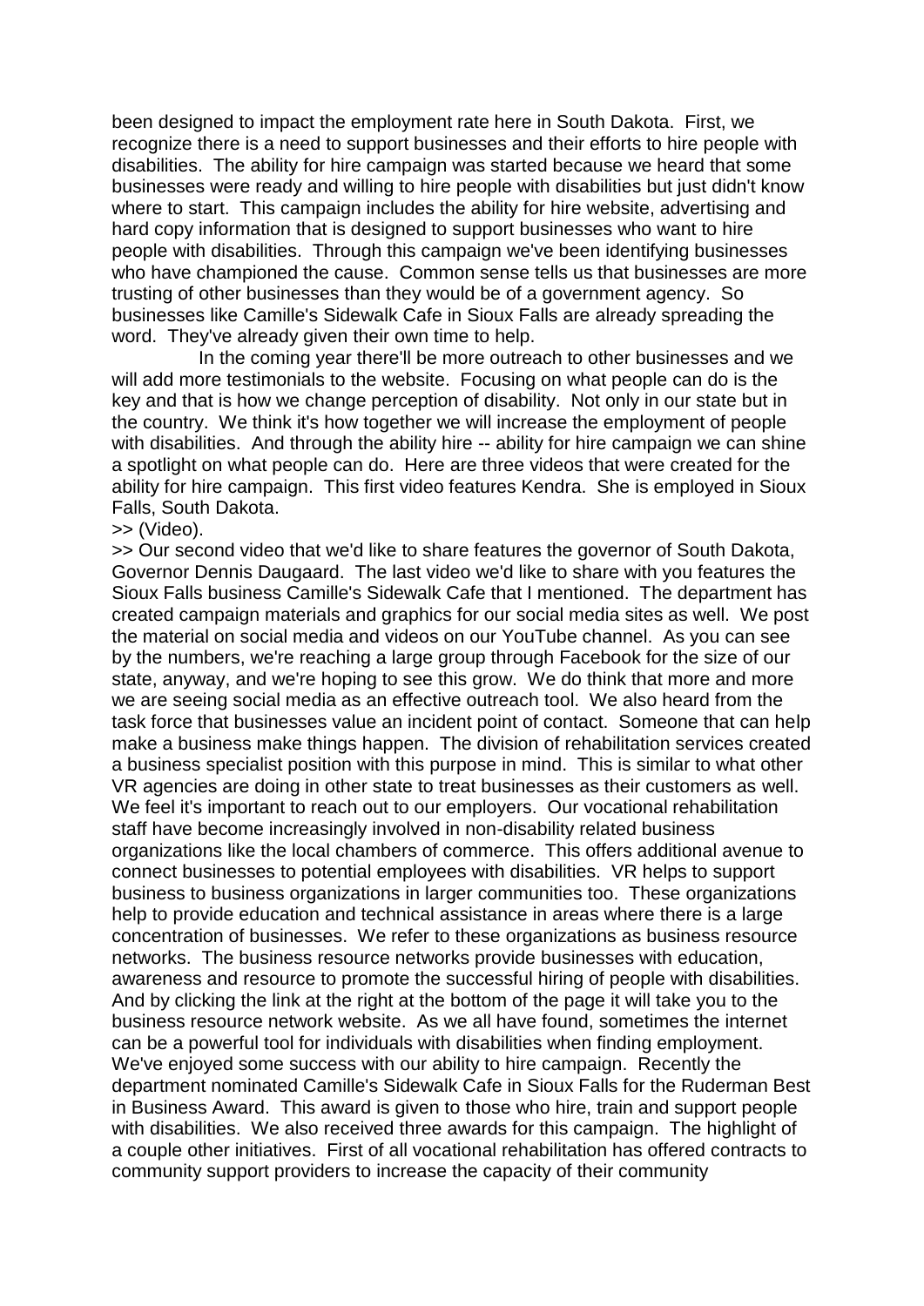been designed to impact the employment rate here in South Dakota. First, we recognize there is a need to support businesses and their efforts to hire people with disabilities. The ability for hire campaign was started because we heard that some businesses were ready and willing to hire people with disabilities but just didn't know where to start. This campaign includes the ability for hire website, advertising and hard copy information that is designed to support businesses who want to hire people with disabilities. Through this campaign we've been identifying businesses who have championed the cause. Common sense tells us that businesses are more trusting of other businesses than they would be of a government agency. So businesses like Camille's Sidewalk Cafe in Sioux Falls are already spreading the word. They've already given their own time to help.

In the coming year there'll be more outreach to other businesses and we will add more testimonials to the website. Focusing on what people can do is the key and that is how we change perception of disability. Not only in our state but in the country. We think it's how together we will increase the employment of people with disabilities. And through the ability hire -- ability for hire campaign we can shine a spotlight on what people can do. Here are three videos that were created for the ability for hire campaign. This first video features Kendra. She is employed in Sioux Falls, South Dakota.

>> (Video).

>> Our second video that we'd like to share features the governor of South Dakota, Governor Dennis Daugaard. The last video we'd like to share with you features the Sioux Falls business Camille's Sidewalk Cafe that I mentioned. The department has created campaign materials and graphics for our social media sites as well. We post the material on social media and videos on our YouTube channel. As you can see by the numbers, we're reaching a large group through Facebook for the size of our state, anyway, and we're hoping to see this grow. We do think that more and more we are seeing social media as an effective outreach tool. We also heard from the task force that businesses value an incident point of contact. Someone that can help make a business make things happen. The division of rehabilitation services created a business specialist position with this purpose in mind. This is similar to what other VR agencies are doing in other state to treat businesses as their customers as well. We feel it's important to reach out to our employers. Our vocational rehabilitation staff have become increasingly involved in non-disability related business organizations like the local chambers of commerce. This offers additional avenue to connect businesses to potential employees with disabilities. VR helps to support business to business organizations in larger communities too. These organizations help to provide education and technical assistance in areas where there is a large concentration of businesses. We refer to these organizations as business resource networks. The business resource networks provide businesses with education, awareness and resource to promote the successful hiring of people with disabilities. And by clicking the link at the right at the bottom of the page it will take you to the business resource network website. As we all have found, sometimes the internet can be a powerful tool for individuals with disabilities when finding employment. We've enjoyed some success with our ability to hire campaign. Recently the department nominated Camille's Sidewalk Cafe in Sioux Falls for the Ruderman Best in Business Award. This award is given to those who hire, train and support people with disabilities. We also received three awards for this campaign. The highlight of a couple other initiatives. First of all vocational rehabilitation has offered contracts to community support providers to increase the capacity of their community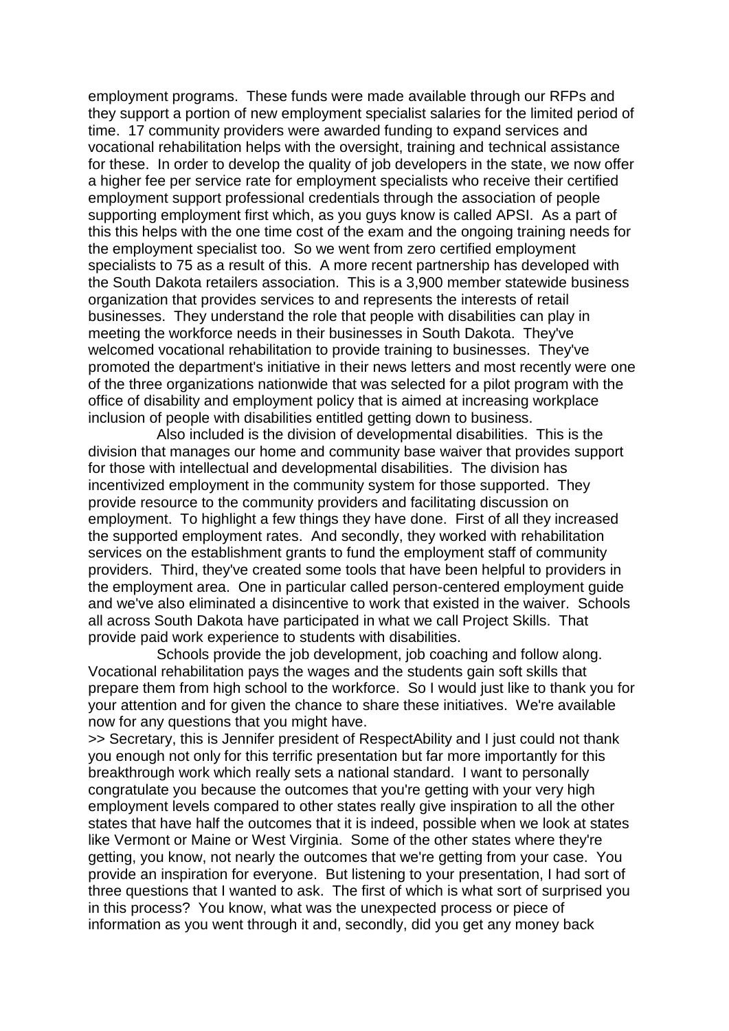employment programs. These funds were made available through our RFPs and they support a portion of new employment specialist salaries for the limited period of time. 17 community providers were awarded funding to expand services and vocational rehabilitation helps with the oversight, training and technical assistance for these. In order to develop the quality of job developers in the state, we now offer a higher fee per service rate for employment specialists who receive their certified employment support professional credentials through the association of people supporting employment first which, as you guys know is called APSI. As a part of this this helps with the one time cost of the exam and the ongoing training needs for the employment specialist too. So we went from zero certified employment specialists to 75 as a result of this. A more recent partnership has developed with the South Dakota retailers association. This is a 3,900 member statewide business organization that provides services to and represents the interests of retail businesses. They understand the role that people with disabilities can play in meeting the workforce needs in their businesses in South Dakota. They've welcomed vocational rehabilitation to provide training to businesses. They've promoted the department's initiative in their news letters and most recently were one of the three organizations nationwide that was selected for a pilot program with the office of disability and employment policy that is aimed at increasing workplace inclusion of people with disabilities entitled getting down to business.

Also included is the division of developmental disabilities. This is the division that manages our home and community base waiver that provides support for those with intellectual and developmental disabilities. The division has incentivized employment in the community system for those supported. They provide resource to the community providers and facilitating discussion on employment. To highlight a few things they have done. First of all they increased the supported employment rates. And secondly, they worked with rehabilitation services on the establishment grants to fund the employment staff of community providers. Third, they've created some tools that have been helpful to providers in the employment area. One in particular called person-centered employment guide and we've also eliminated a disincentive to work that existed in the waiver. Schools all across South Dakota have participated in what we call Project Skills. That provide paid work experience to students with disabilities.

Schools provide the job development, job coaching and follow along. Vocational rehabilitation pays the wages and the students gain soft skills that prepare them from high school to the workforce. So I would just like to thank you for your attention and for given the chance to share these initiatives. We're available now for any questions that you might have.

>> Secretary, this is Jennifer president of RespectAbility and I just could not thank you enough not only for this terrific presentation but far more importantly for this breakthrough work which really sets a national standard. I want to personally congratulate you because the outcomes that you're getting with your very high employment levels compared to other states really give inspiration to all the other states that have half the outcomes that it is indeed, possible when we look at states like Vermont or Maine or West Virginia. Some of the other states where they're getting, you know, not nearly the outcomes that we're getting from your case. You provide an inspiration for everyone. But listening to your presentation, I had sort of three questions that I wanted to ask. The first of which is what sort of surprised you in this process? You know, what was the unexpected process or piece of information as you went through it and, secondly, did you get any money back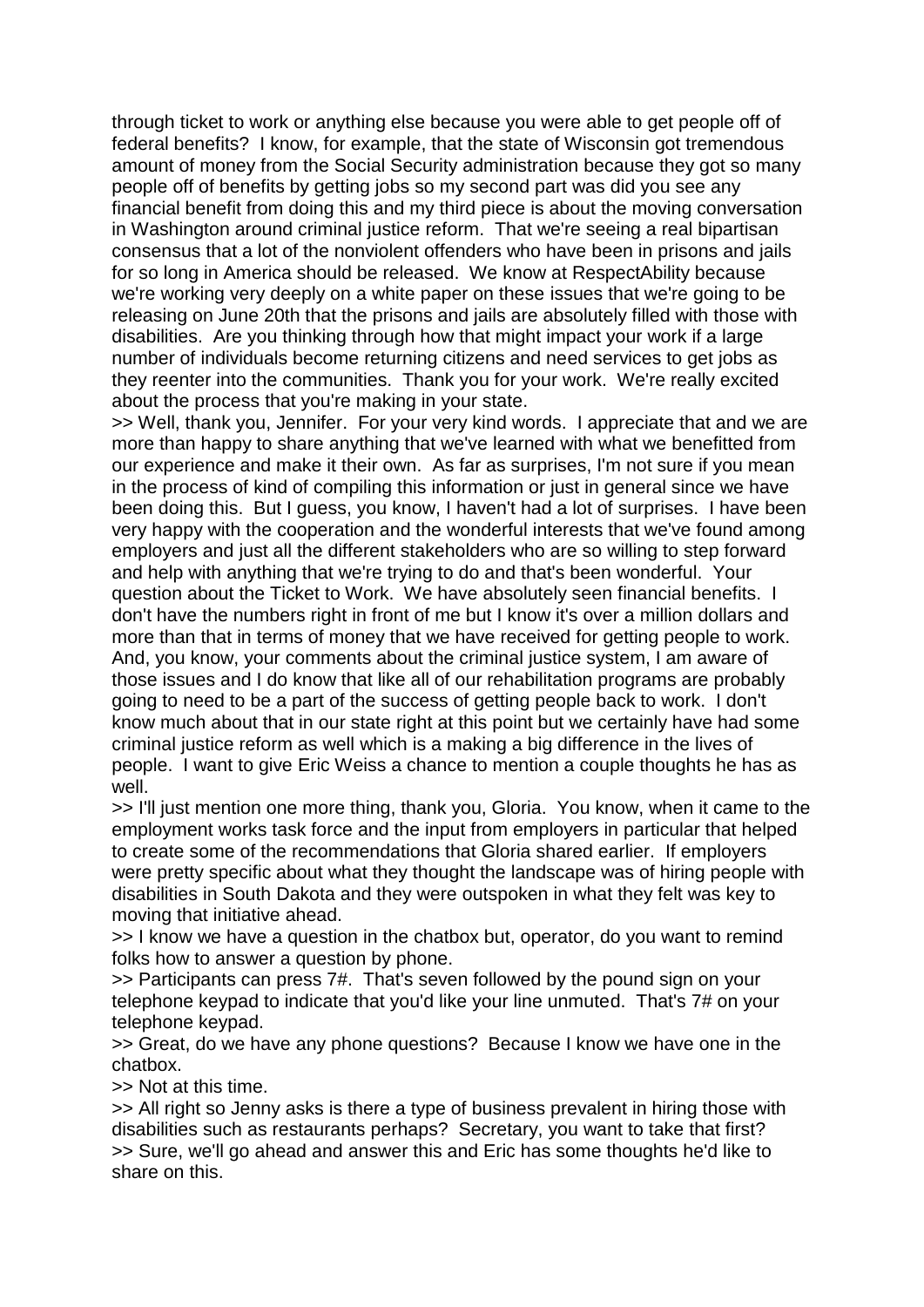through ticket to work or anything else because you were able to get people off of federal benefits? I know, for example, that the state of Wisconsin got tremendous amount of money from the Social Security administration because they got so many people off of benefits by getting jobs so my second part was did you see any financial benefit from doing this and my third piece is about the moving conversation in Washington around criminal justice reform. That we're seeing a real bipartisan consensus that a lot of the nonviolent offenders who have been in prisons and jails for so long in America should be released. We know at RespectAbility because we're working very deeply on a white paper on these issues that we're going to be releasing on June 20th that the prisons and jails are absolutely filled with those with disabilities. Are you thinking through how that might impact your work if a large number of individuals become returning citizens and need services to get jobs as they reenter into the communities. Thank you for your work. We're really excited about the process that you're making in your state.

>> Well, thank you, Jennifer. For your very kind words. I appreciate that and we are more than happy to share anything that we've learned with what we benefitted from our experience and make it their own. As far as surprises, I'm not sure if you mean in the process of kind of compiling this information or just in general since we have been doing this. But I guess, you know, I haven't had a lot of surprises. I have been very happy with the cooperation and the wonderful interests that we've found among employers and just all the different stakeholders who are so willing to step forward and help with anything that we're trying to do and that's been wonderful. Your question about the Ticket to Work. We have absolutely seen financial benefits. I don't have the numbers right in front of me but I know it's over a million dollars and more than that in terms of money that we have received for getting people to work. And, you know, your comments about the criminal justice system, I am aware of those issues and I do know that like all of our rehabilitation programs are probably going to need to be a part of the success of getting people back to work. I don't know much about that in our state right at this point but we certainly have had some criminal justice reform as well which is a making a big difference in the lives of people. I want to give Eric Weiss a chance to mention a couple thoughts he has as well.

>> I'll just mention one more thing, thank you, Gloria. You know, when it came to the employment works task force and the input from employers in particular that helped to create some of the recommendations that Gloria shared earlier. If employers were pretty specific about what they thought the landscape was of hiring people with disabilities in South Dakota and they were outspoken in what they felt was key to moving that initiative ahead.

>> I know we have a question in the chatbox but, operator, do you want to remind folks how to answer a question by phone.

>> Participants can press 7#. That's seven followed by the pound sign on your telephone keypad to indicate that you'd like your line unmuted. That's 7# on your telephone keypad.

>> Great, do we have any phone questions? Because I know we have one in the chatbox.

>> Not at this time.

>> All right so Jenny asks is there a type of business prevalent in hiring those with disabilities such as restaurants perhaps? Secretary, you want to take that first?

>> Sure, we'll go ahead and answer this and Eric has some thoughts he'd like to share on this.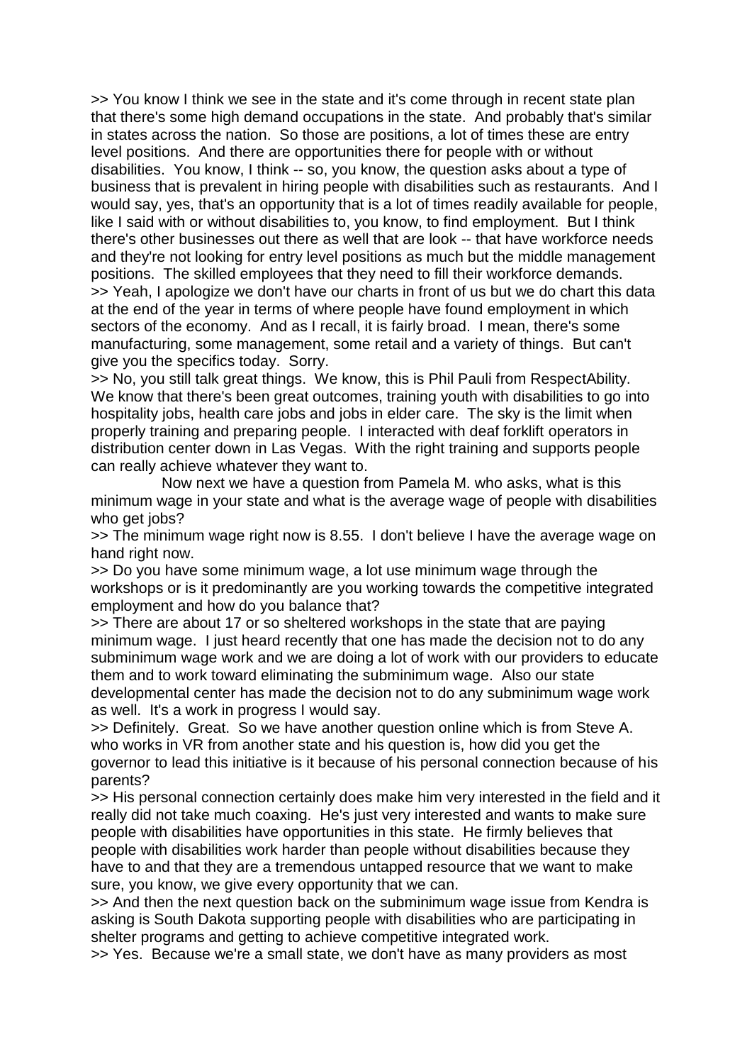>> You know I think we see in the state and it's come through in recent state plan that there's some high demand occupations in the state. And probably that's similar in states across the nation. So those are positions, a lot of times these are entry level positions. And there are opportunities there for people with or without disabilities. You know, I think -- so, you know, the question asks about a type of business that is prevalent in hiring people with disabilities such as restaurants. And I would say, yes, that's an opportunity that is a lot of times readily available for people, like I said with or without disabilities to, you know, to find employment. But I think there's other businesses out there as well that are look -- that have workforce needs and they're not looking for entry level positions as much but the middle management positions. The skilled employees that they need to fill their workforce demands.

>> Yeah, I apologize we don't have our charts in front of us but we do chart this data at the end of the year in terms of where people have found employment in which sectors of the economy. And as I recall, it is fairly broad. I mean, there's some manufacturing, some management, some retail and a variety of things. But can't give you the specifics today. Sorry.

>> No, you still talk great things. We know, this is Phil Pauli from RespectAbility. We know that there's been great outcomes, training youth with disabilities to go into hospitality jobs, health care jobs and jobs in elder care. The sky is the limit when properly training and preparing people. I interacted with deaf forklift operators in distribution center down in Las Vegas. With the right training and supports people can really achieve whatever they want to.

Now next we have a question from Pamela M. who asks, what is this minimum wage in your state and what is the average wage of people with disabilities who get jobs?

>> The minimum wage right now is 8.55. I don't believe I have the average wage on hand right now.

>> Do you have some minimum wage, a lot use minimum wage through the workshops or is it predominantly are you working towards the competitive integrated employment and how do you balance that?

>> There are about 17 or so sheltered workshops in the state that are paying minimum wage. I just heard recently that one has made the decision not to do any subminimum wage work and we are doing a lot of work with our providers to educate them and to work toward eliminating the subminimum wage. Also our state developmental center has made the decision not to do any subminimum wage work as well. It's a work in progress I would say.

>> Definitely. Great. So we have another question online which is from Steve A. who works in VR from another state and his question is, how did you get the governor to lead this initiative is it because of his personal connection because of his parents?

>> His personal connection certainly does make him very interested in the field and it really did not take much coaxing. He's just very interested and wants to make sure people with disabilities have opportunities in this state. He firmly believes that people with disabilities work harder than people without disabilities because they have to and that they are a tremendous untapped resource that we want to make sure, you know, we give every opportunity that we can.

>> And then the next question back on the subminimum wage issue from Kendra is asking is South Dakota supporting people with disabilities who are participating in shelter programs and getting to achieve competitive integrated work.

>> Yes. Because we're a small state, we don't have as many providers as most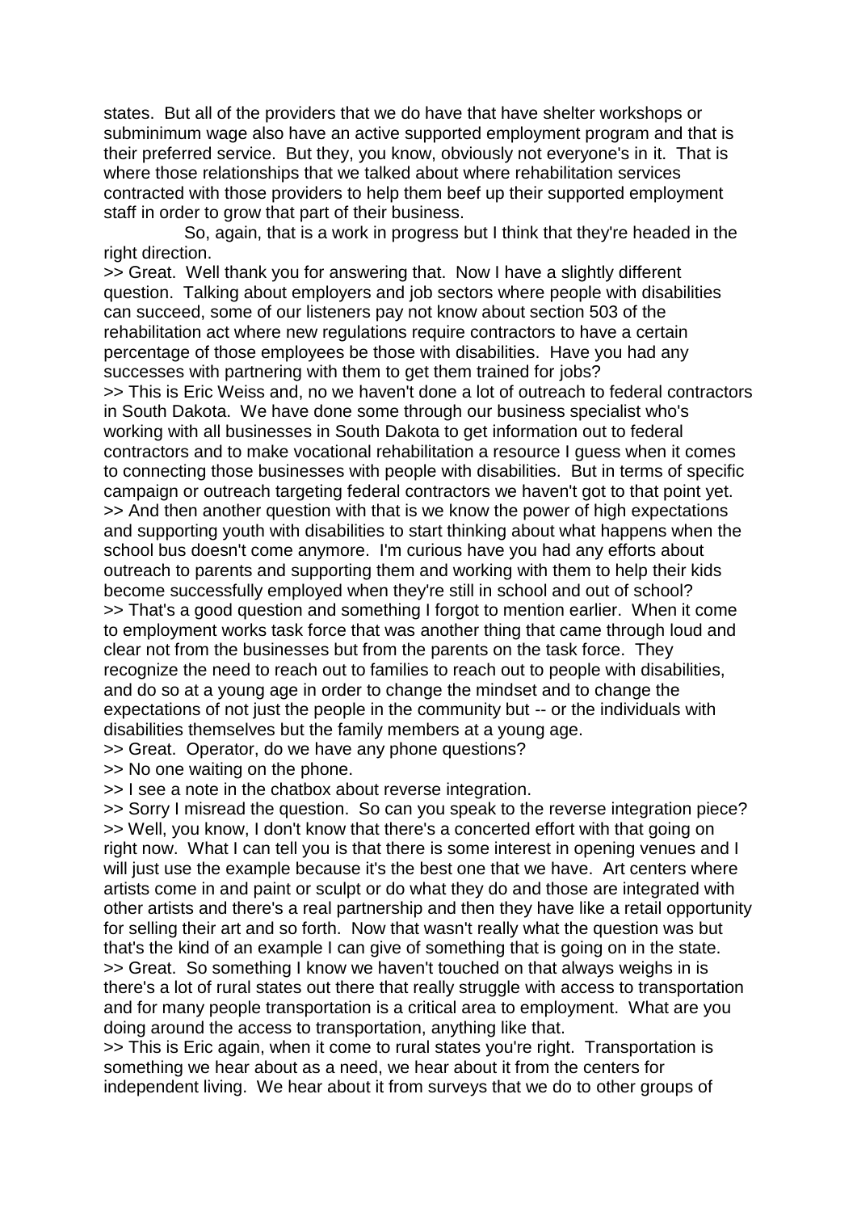states. But all of the providers that we do have that have shelter workshops or subminimum wage also have an active supported employment program and that is their preferred service. But they, you know, obviously not everyone's in it. That is where those relationships that we talked about where rehabilitation services contracted with those providers to help them beef up their supported employment staff in order to grow that part of their business.

So, again, that is a work in progress but I think that they're headed in the right direction.

>> Great. Well thank you for answering that. Now I have a slightly different question. Talking about employers and job sectors where people with disabilities can succeed, some of our listeners pay not know about section 503 of the rehabilitation act where new regulations require contractors to have a certain percentage of those employees be those with disabilities. Have you had any successes with partnering with them to get them trained for jobs?

>> This is Eric Weiss and, no we haven't done a lot of outreach to federal contractors in South Dakota. We have done some through our business specialist who's working with all businesses in South Dakota to get information out to federal contractors and to make vocational rehabilitation a resource I guess when it comes to connecting those businesses with people with disabilities. But in terms of specific campaign or outreach targeting federal contractors we haven't got to that point yet.

>> And then another question with that is we know the power of high expectations and supporting youth with disabilities to start thinking about what happens when the school bus doesn't come anymore. I'm curious have you had any efforts about outreach to parents and supporting them and working with them to help their kids become successfully employed when they're still in school and out of school?

>> That's a good question and something I forgot to mention earlier. When it come to employment works task force that was another thing that came through loud and clear not from the businesses but from the parents on the task force. They recognize the need to reach out to families to reach out to people with disabilities, and do so at a young age in order to change the mindset and to change the expectations of not just the people in the community but -- or the individuals with disabilities themselves but the family members at a young age.

>> Great. Operator, do we have any phone questions?

>> No one waiting on the phone.

>> I see a note in the chatbox about reverse integration.

>> Sorry I misread the question. So can you speak to the reverse integration piece?

>> Well, you know, I don't know that there's a concerted effort with that going on right now. What I can tell you is that there is some interest in opening venues and I will just use the example because it's the best one that we have. Art centers where artists come in and paint or sculpt or do what they do and those are integrated with other artists and there's a real partnership and then they have like a retail opportunity for selling their art and so forth. Now that wasn't really what the question was but that's the kind of an example I can give of something that is going on in the state.

>> Great. So something I know we haven't touched on that always weighs in is there's a lot of rural states out there that really struggle with access to transportation and for many people transportation is a critical area to employment. What are you doing around the access to transportation, anything like that.

>> This is Eric again, when it come to rural states you're right. Transportation is something we hear about as a need, we hear about it from the centers for independent living. We hear about it from surveys that we do to other groups of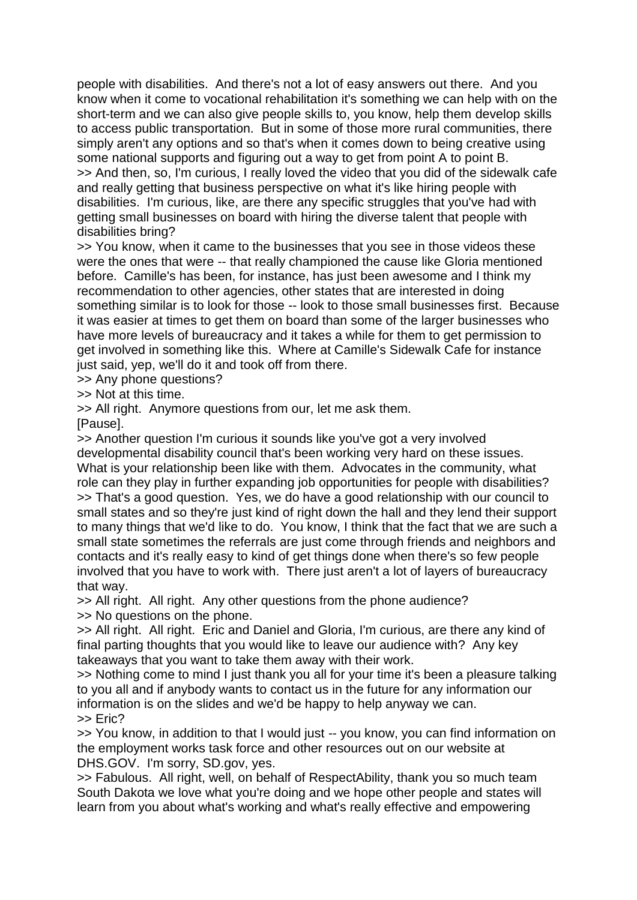people with disabilities. And there's not a lot of easy answers out there. And you know when it come to vocational rehabilitation it's something we can help with on the short-term and we can also give people skills to, you know, help them develop skills to access public transportation. But in some of those more rural communities, there simply aren't any options and so that's when it comes down to being creative using some national supports and figuring out a way to get from point A to point B.

>> And then, so, I'm curious, I really loved the video that you did of the sidewalk cafe and really getting that business perspective on what it's like hiring people with disabilities. I'm curious, like, are there any specific struggles that you've had with getting small businesses on board with hiring the diverse talent that people with disabilities bring?

>> You know, when it came to the businesses that you see in those videos these were the ones that were -- that really championed the cause like Gloria mentioned before. Camille's has been, for instance, has just been awesome and I think my recommendation to other agencies, other states that are interested in doing something similar is to look for those -- look to those small businesses first. Because it was easier at times to get them on board than some of the larger businesses who have more levels of bureaucracy and it takes a while for them to get permission to get involved in something like this. Where at Camille's Sidewalk Cafe for instance just said, yep, we'll do it and took off from there.

>> Any phone questions?

>> Not at this time.

>> All right. Anymore questions from our, let me ask them.

[Pause].

>> Another question I'm curious it sounds like you've got a very involved developmental disability council that's been working very hard on these issues. What is your relationship been like with them. Advocates in the community, what role can they play in further expanding job opportunities for people with disabilities?

>> That's a good question. Yes, we do have a good relationship with our council to small states and so they're just kind of right down the hall and they lend their support to many things that we'd like to do. You know, I think that the fact that we are such a small state sometimes the referrals are just come through friends and neighbors and contacts and it's really easy to kind of get things done when there's so few people involved that you have to work with. There just aren't a lot of layers of bureaucracy that way.

>> All right. All right. Any other questions from the phone audience?

>> No questions on the phone.

>> All right. All right. Eric and Daniel and Gloria, I'm curious, are there any kind of final parting thoughts that you would like to leave our audience with? Any key takeaways that you want to take them away with their work.

>> Nothing come to mind I just thank you all for your time it's been a pleasure talking to you all and if anybody wants to contact us in the future for any information our information is on the slides and we'd be happy to help anyway we can.

>> Eric?

>> You know, in addition to that I would just -- you know, you can find information on the employment works task force and other resources out on our website at DHS.GOV. I'm sorry, SD.gov, yes.

>> Fabulous. All right, well, on behalf of RespectAbility, thank you so much team South Dakota we love what you're doing and we hope other people and states will learn from you about what's working and what's really effective and empowering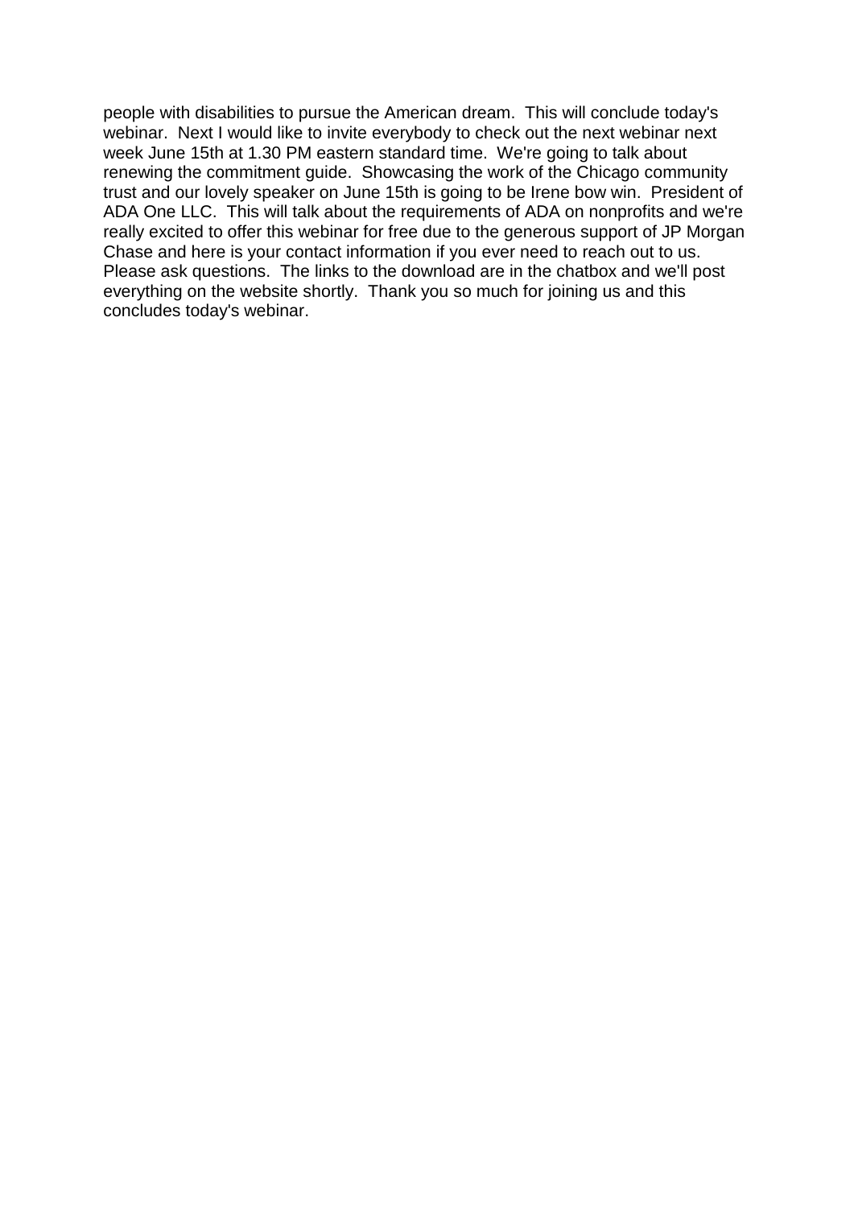people with disabilities to pursue the American dream. This will conclude today's webinar. Next I would like to invite everybody to check out the next webinar next week June 15th at 1.30 PM eastern standard time. We're going to talk about renewing the commitment guide. Showcasing the work of the Chicago community trust and our lovely speaker on June 15th is going to be Irene bow win. President of ADA One LLC. This will talk about the requirements of ADA on nonprofits and we're really excited to offer this webinar for free due to the generous support of JP Morgan Chase and here is your contact information if you ever need to reach out to us. Please ask questions. The links to the download are in the chatbox and we'll post everything on the website shortly. Thank you so much for joining us and this concludes today's webinar.